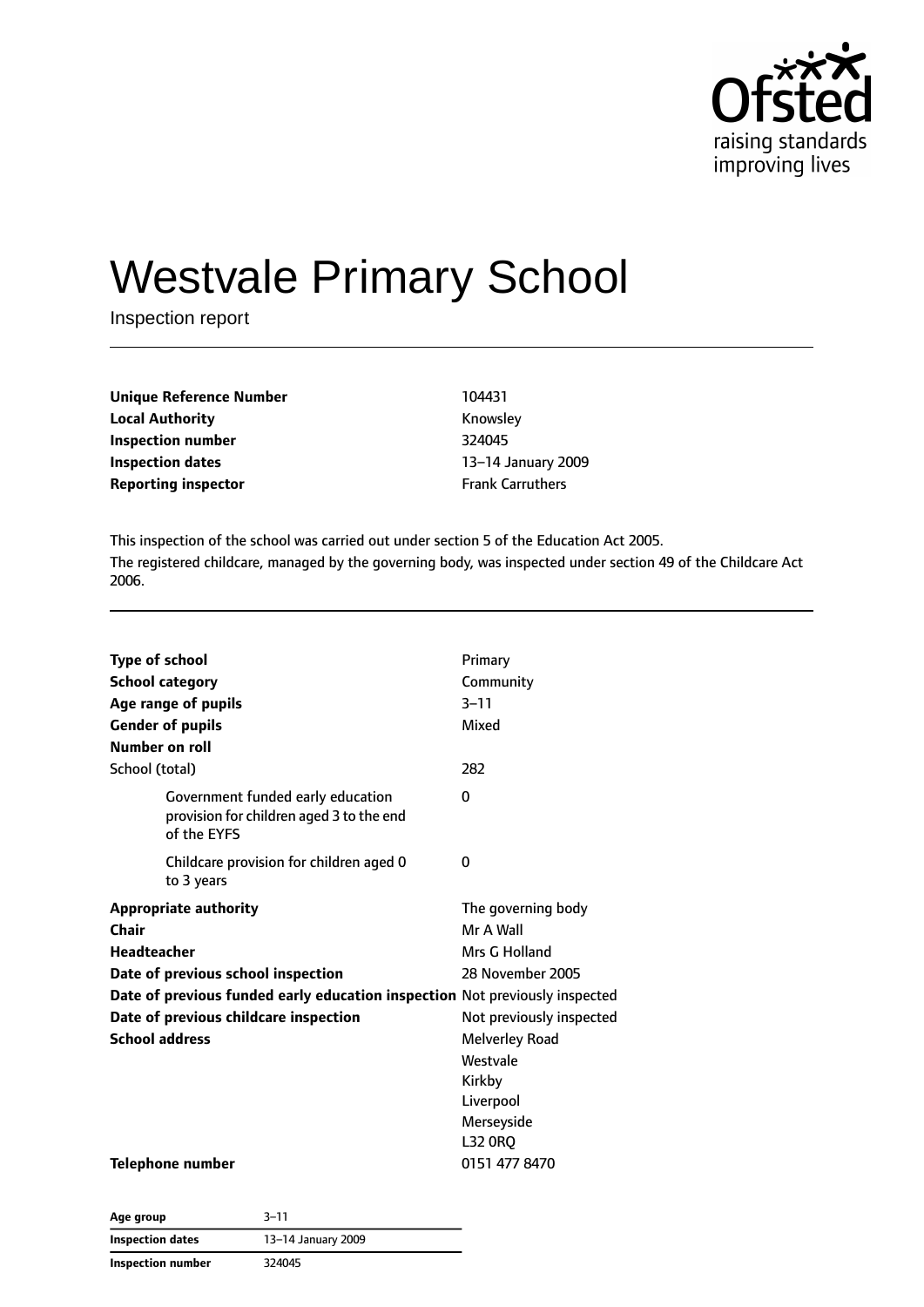# Westvale Primary School

Inspection report

| | |
|---|---|
| **Unique Reference Number** | 104431 |
| **Local Authority** | Knowsley |
| **Inspection number** | 324045 |
| **Inspection dates** | 13–14 January 2009 |
| **Reporting inspector** | Frank Carruthers |

This inspection of the school was carried out under section 5 of the Education Act 2005.

The registered childcare, managed by the governing body, was inspected under section 49 of the Childcare Act 2006.

| | |
|---|---|
| **Type of school** | Primary |
| **School category** | Community |
| **Age range of pupils** | 3–11 |
| **Gender of pupils** | Mixed |
| **Number on roll** | |
| School (total) | 282 |
| Government funded early education provision for children aged 3 to the end of the EYFS | 0 |
| Childcare provision for children aged 0 to 3 years | 0 |
| **Appropriate authority** | The governing body |
| **Chair** | Mr A Wall |
| **Headteacher** | Mrs G Holland |
| **Date of previous school inspection** | 28 November 2005 |
| **Date of previous funded early education inspection** | Not previously inspected |
| **Date of previous childcare inspection** | Not previously inspected |
| **School address** | Melverley Road<br>Westvale<br>Kirkby<br>Liverpool<br>Merseyside<br>L32 0RQ |
| **Telephone number** | 0151 477 8470 |

| | |
|---|---|
| **Age group** | 3–11 |
| **Inspection dates** | 13–14 January 2009 |
| **Inspection number** | 324045 |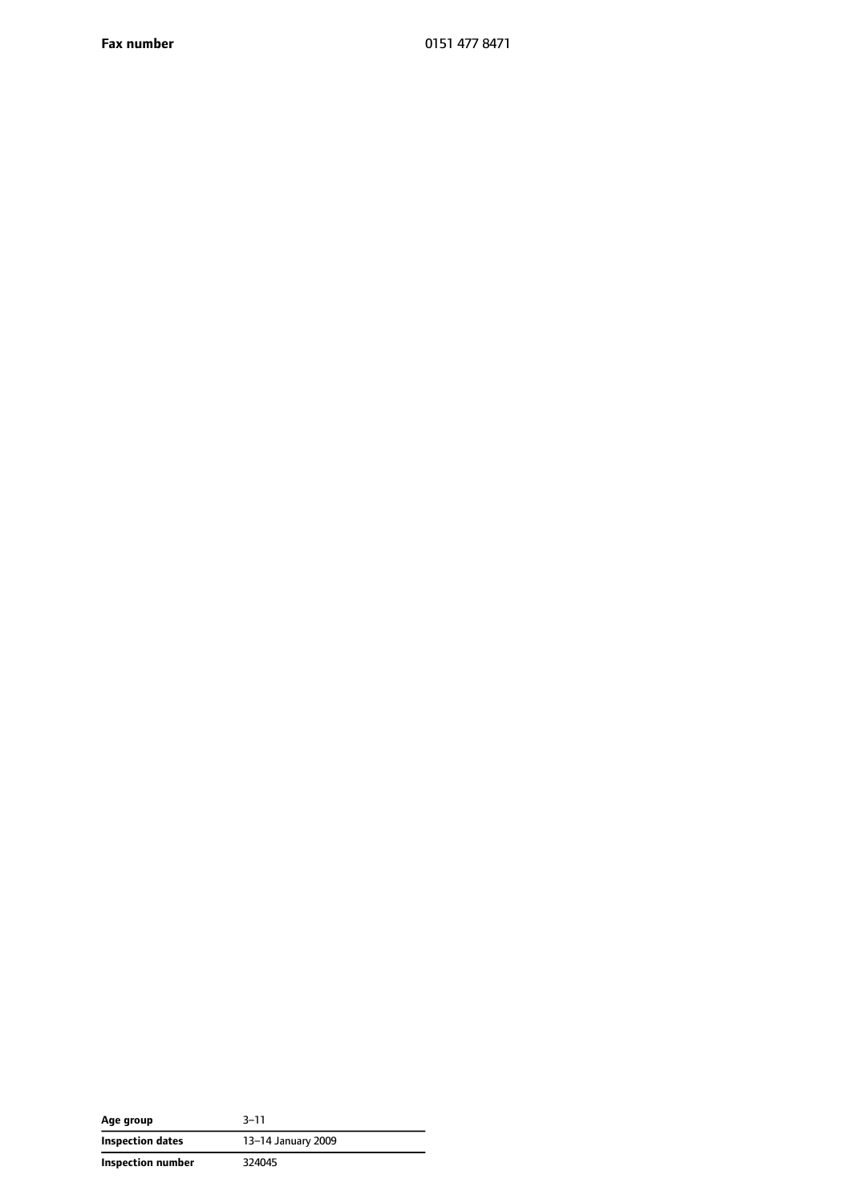| **Fax number** | 0151 477 8471 |
| --- | --- |

| **Age group** | 3–11 |
| --- | --- |
| **Inspection dates** | 13–14 January 2009 |
| **Inspection number** | 324045 |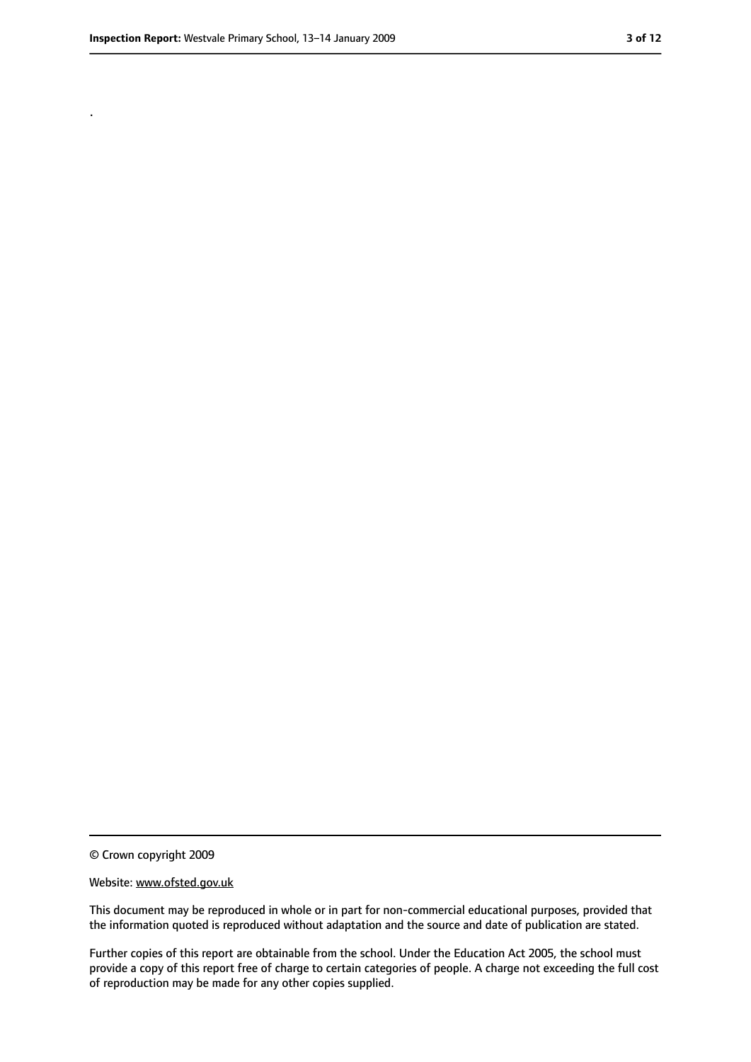.

© Crown copyright 2009

Website: www.ofsted.gov.uk

This document may be reproduced in whole or in part for non-commercial educational purposes, provided that the information quoted is reproduced without adaptation and the source and date of publication are stated.

Further copies of this report are obtainable from the school. Under the Education Act 2005, the school must provide a copy of this report free of charge to certain categories of people. A charge not exceeding the full cost of reproduction may be made for any other copies supplied.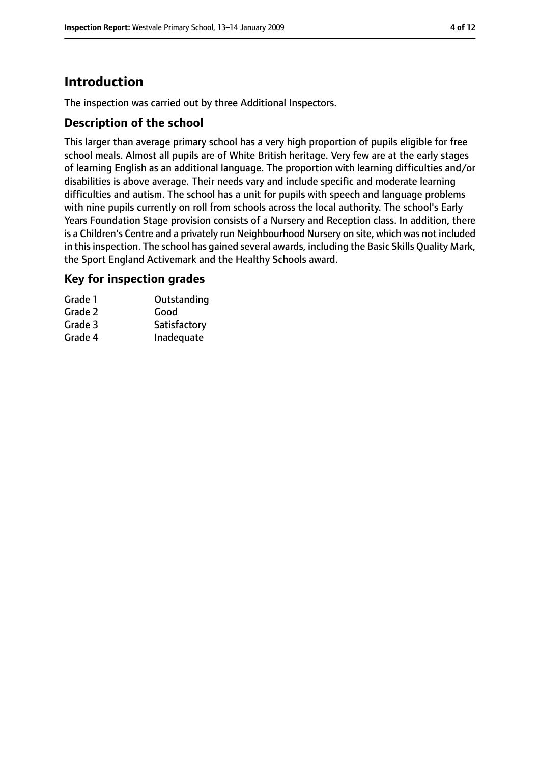# Introduction

The inspection was carried out by three Additional Inspectors.

## Description of the school

This larger than average primary school has a very high proportion of pupils eligible for free school meals. Almost all pupils are of White British heritage. Very few are at the early stages of learning English as an additional language. The proportion with learning difficulties and/or disabilities is above average. Their needs vary and include specific and moderate learning difficulties and autism. The school has a unit for pupils with speech and language problems with nine pupils currently on roll from schools across the local authority. The school's Early Years Foundation Stage provision consists of a Nursery and Reception class. In addition, there is a Children's Centre and a privately run Neighbourhood Nursery on site, which was not included in this inspection. The school has gained several awards, including the Basic Skills Quality Mark, the Sport England Activemark and the Healthy Schools award.

## Key for inspection grades

| | |
|---|---|
| Grade 1 | Outstanding |
| Grade 2 | Good |
| Grade 3 | Satisfactory |
| Grade 4 | Inadequate |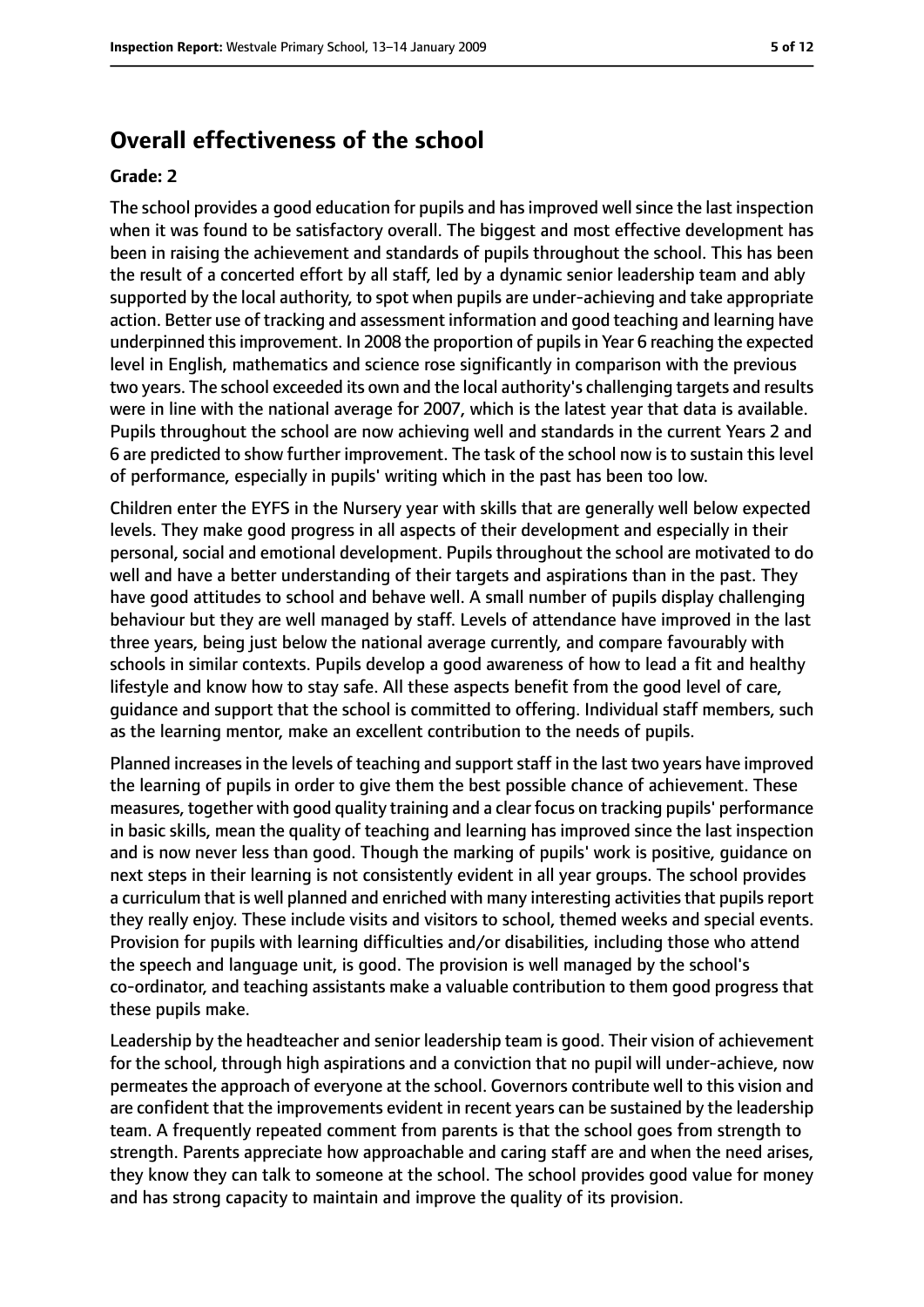## Overall effectiveness of the school

**Grade: 2**

The school provides a good education for pupils and has improved well since the last inspection when it was found to be satisfactory overall. The biggest and most effective development has been in raising the achievement and standards of pupils throughout the school. This has been the result of a concerted effort by all staff, led by a dynamic senior leadership team and ably supported by the local authority, to spot when pupils are under-achieving and take appropriate action. Better use of tracking and assessment information and good teaching and learning have underpinned this improvement. In 2008 the proportion of pupils in Year 6 reaching the expected level in English, mathematics and science rose significantly in comparison with the previous two years. The school exceeded its own and the local authority's challenging targets and results were in line with the national average for 2007, which is the latest year that data is available. Pupils throughout the school are now achieving well and standards in the current Years 2 and 6 are predicted to show further improvement. The task of the school now is to sustain this level of performance, especially in pupils' writing which in the past has been too low.

Children enter the EYFS in the Nursery year with skills that are generally well below expected levels. They make good progress in all aspects of their development and especially in their personal, social and emotional development. Pupils throughout the school are motivated to do well and have a better understanding of their targets and aspirations than in the past. They have good attitudes to school and behave well. A small number of pupils display challenging behaviour but they are well managed by staff. Levels of attendance have improved in the last three years, being just below the national average currently, and compare favourably with schools in similar contexts. Pupils develop a good awareness of how to lead a fit and healthy lifestyle and know how to stay safe. All these aspects benefit from the good level of care, guidance and support that the school is committed to offering. Individual staff members, such as the learning mentor, make an excellent contribution to the needs of pupils.

Planned increases in the levels of teaching and support staff in the last two years have improved the learning of pupils in order to give them the best possible chance of achievement. These measures, together with good quality training and a clear focus on tracking pupils' performance in basic skills, mean the quality of teaching and learning has improved since the last inspection and is now never less than good. Though the marking of pupils' work is positive, guidance on next steps in their learning is not consistently evident in all year groups. The school provides a curriculum that is well planned and enriched with many interesting activities that pupils report they really enjoy. These include visits and visitors to school, themed weeks and special events. Provision for pupils with learning difficulties and/or disabilities, including those who attend the speech and language unit, is good. The provision is well managed by the school's co-ordinator, and teaching assistants make a valuable contribution to them good progress that these pupils make.

Leadership by the headteacher and senior leadership team is good. Their vision of achievement for the school, through high aspirations and a conviction that no pupil will under-achieve, now permeates the approach of everyone at the school. Governors contribute well to this vision and are confident that the improvements evident in recent years can be sustained by the leadership team. A frequently repeated comment from parents is that the school goes from strength to strength. Parents appreciate how approachable and caring staff are and when the need arises, they know they can talk to someone at the school. The school provides good value for money and has strong capacity to maintain and improve the quality of its provision.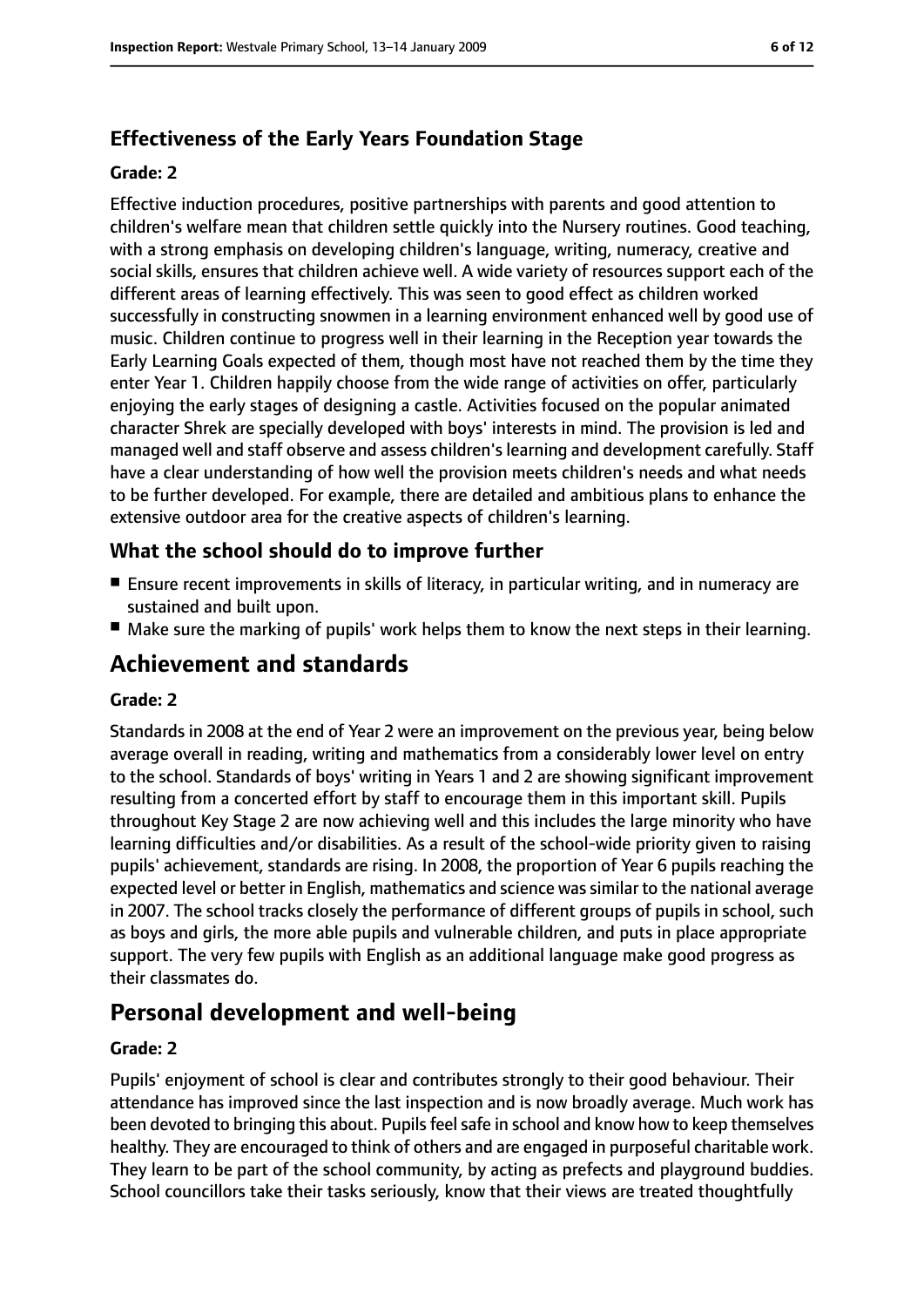### Effectiveness of the Early Years Foundation Stage

#### Grade: 2

Effective induction procedures, positive partnerships with parents and good attention to children's welfare mean that children settle quickly into the Nursery routines. Good teaching, with a strong emphasis on developing children's language, writing, numeracy, creative and social skills, ensures that children achieve well. A wide variety of resources support each of the different areas of learning effectively. This was seen to good effect as children worked successfully in constructing snowmen in a learning environment enhanced well by good use of music. Children continue to progress well in their learning in the Reception year towards the Early Learning Goals expected of them, though most have not reached them by the time they enter Year 1. Children happily choose from the wide range of activities on offer, particularly enjoying the early stages of designing a castle. Activities focused on the popular animated character Shrek are specially developed with boys' interests in mind. The provision is led and managed well and staff observe and assess children's learning and development carefully. Staff have a clear understanding of how well the provision meets children's needs and what needs to be further developed. For example, there are detailed and ambitious plans to enhance the extensive outdoor area for the creative aspects of children's learning.

### What the school should do to improve further

- Ensure recent improvements in skills of literacy, in particular writing, and in numeracy are sustained and built upon.
- Make sure the marking of pupils' work helps them to know the next steps in their learning.

## Achievement and standards

#### Grade: 2

Standards in 2008 at the end of Year 2 were an improvement on the previous year, being below average overall in reading, writing and mathematics from a considerably lower level on entry to the school. Standards of boys' writing in Years 1 and 2 are showing significant improvement resulting from a concerted effort by staff to encourage them in this important skill. Pupils throughout Key Stage 2 are now achieving well and this includes the large minority who have learning difficulties and/or disabilities. As a result of the school-wide priority given to raising pupils' achievement, standards are rising. In 2008, the proportion of Year 6 pupils reaching the expected level or better in English, mathematics and science was similar to the national average in 2007. The school tracks closely the performance of different groups of pupils in school, such as boys and girls, the more able pupils and vulnerable children, and puts in place appropriate support. The very few pupils with English as an additional language make good progress as their classmates do.

## Personal development and well-being

#### Grade: 2

Pupils' enjoyment of school is clear and contributes strongly to their good behaviour. Their attendance has improved since the last inspection and is now broadly average. Much work has been devoted to bringing this about. Pupils feel safe in school and know how to keep themselves healthy. They are encouraged to think of others and are engaged in purposeful charitable work. They learn to be part of the school community, by acting as prefects and playground buddies. School councillors take their tasks seriously, know that their views are treated thoughtfully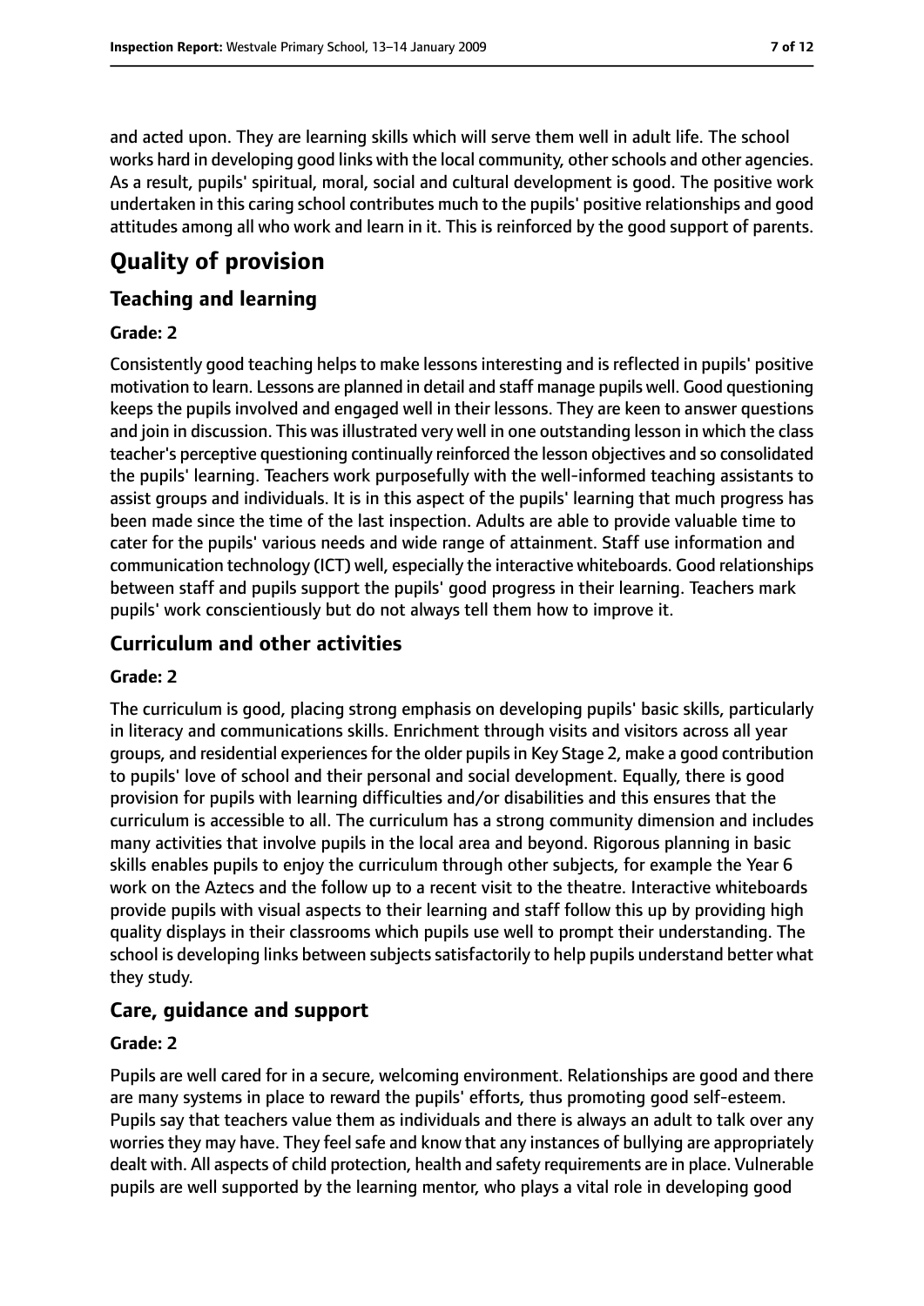and acted upon. They are learning skills which will serve them well in adult life. The school works hard in developing good links with the local community, other schools and other agencies. As a result, pupils' spiritual, moral, social and cultural development is good. The positive work undertaken in this caring school contributes much to the pupils' positive relationships and good attitudes among all who work and learn in it. This is reinforced by the good support of parents.

# Quality of provision

## Teaching and learning

### Grade: 2

Consistently good teaching helps to make lessons interesting and is reflected in pupils' positive motivation to learn. Lessons are planned in detail and staff manage pupils well. Good questioning keeps the pupils involved and engaged well in their lessons. They are keen to answer questions and join in discussion. This was illustrated very well in one outstanding lesson in which the class teacher's perceptive questioning continually reinforced the lesson objectives and so consolidated the pupils' learning. Teachers work purposefully with the well-informed teaching assistants to assist groups and individuals. It is in this aspect of the pupils' learning that much progress has been made since the time of the last inspection. Adults are able to provide valuable time to cater for the pupils' various needs and wide range of attainment. Staff use information and communication technology (ICT) well, especially the interactive whiteboards. Good relationships between staff and pupils support the pupils' good progress in their learning. Teachers mark pupils' work conscientiously but do not always tell them how to improve it.

## Curriculum and other activities

### Grade: 2

The curriculum is good, placing strong emphasis on developing pupils' basic skills, particularly in literacy and communications skills. Enrichment through visits and visitors across all year groups, and residential experiences for the older pupils in Key Stage 2, make a good contribution to pupils' love of school and their personal and social development. Equally, there is good provision for pupils with learning difficulties and/or disabilities and this ensures that the curriculum is accessible to all. The curriculum has a strong community dimension and includes many activities that involve pupils in the local area and beyond. Rigorous planning in basic skills enables pupils to enjoy the curriculum through other subjects, for example the Year 6 work on the Aztecs and the follow up to a recent visit to the theatre. Interactive whiteboards provide pupils with visual aspects to their learning and staff follow this up by providing high quality displays in their classrooms which pupils use well to prompt their understanding. The school is developing links between subjects satisfactorily to help pupils understand better what they study.

## Care, guidance and support

### Grade: 2

Pupils are well cared for in a secure, welcoming environment. Relationships are good and there are many systems in place to reward the pupils' efforts, thus promoting good self-esteem. Pupils say that teachers value them as individuals and there is always an adult to talk over any worries they may have. They feel safe and know that any instances of bullying are appropriately dealt with. All aspects of child protection, health and safety requirements are in place. Vulnerable pupils are well supported by the learning mentor, who plays a vital role in developing good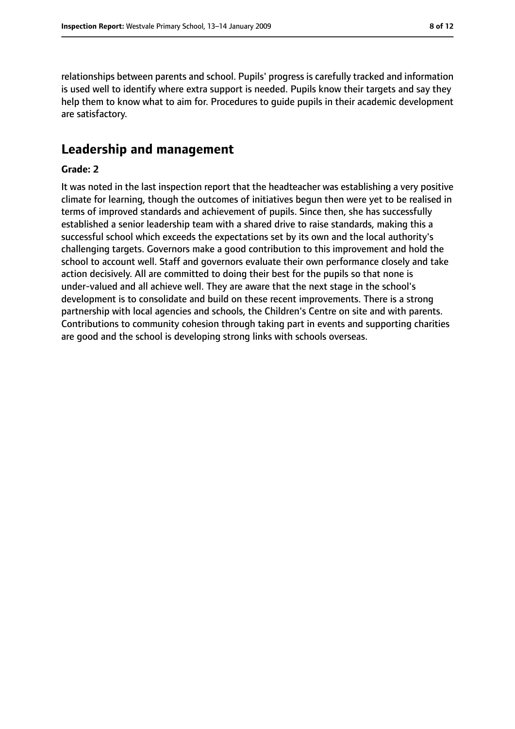relationships between parents and school. Pupils' progress is carefully tracked and information is used well to identify where extra support is needed. Pupils know their targets and say they help them to know what to aim for. Procedures to guide pupils in their academic development are satisfactory.

## Leadership and management

**Grade: 2**

It was noted in the last inspection report that the headteacher was establishing a very positive climate for learning, though the outcomes of initiatives begun then were yet to be realised in terms of improved standards and achievement of pupils. Since then, she has successfully established a senior leadership team with a shared drive to raise standards, making this a successful school which exceeds the expectations set by its own and the local authority's challenging targets. Governors make a good contribution to this improvement and hold the school to account well. Staff and governors evaluate their own performance closely and take action decisively. All are committed to doing their best for the pupils so that none is under-valued and all achieve well. They are aware that the next stage in the school's development is to consolidate and build on these recent improvements. There is a strong partnership with local agencies and schools, the Children's Centre on site and with parents. Contributions to community cohesion through taking part in events and supporting charities are good and the school is developing strong links with schools overseas.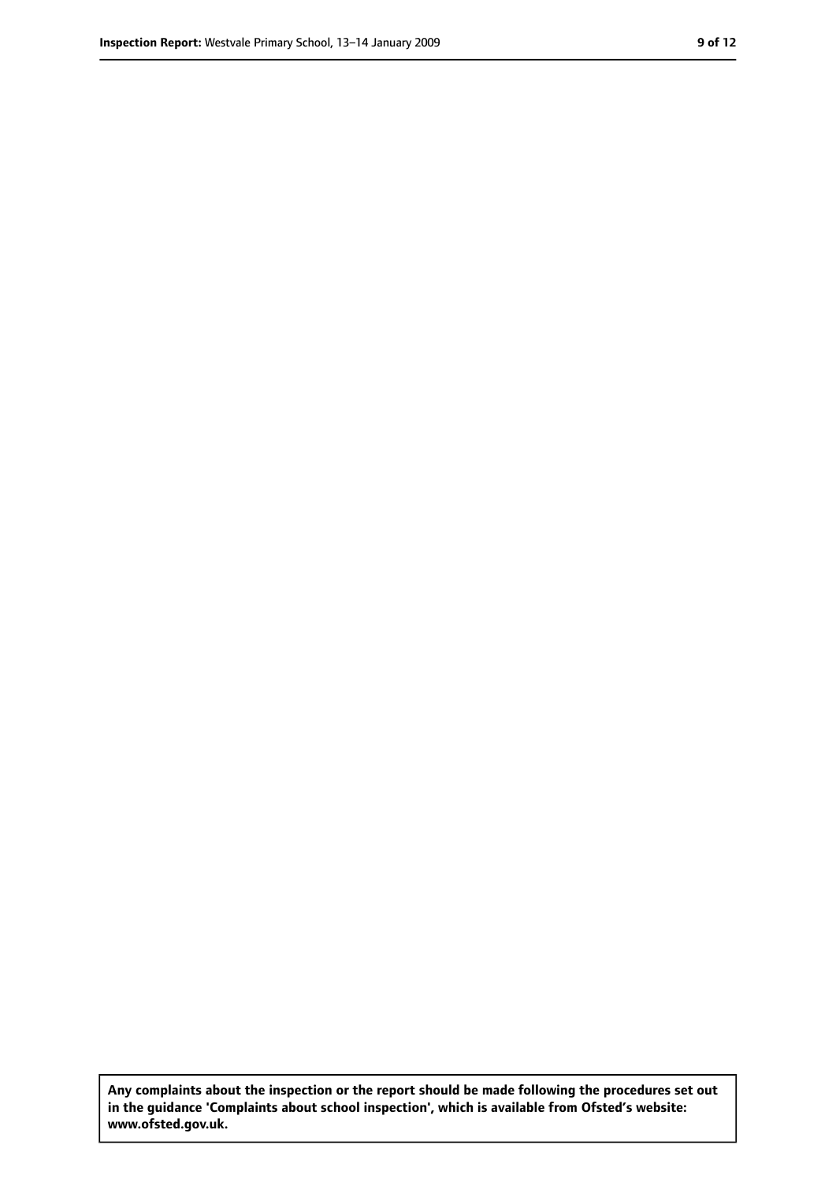**Any complaints about the inspection or the report should be made following the procedures set out in the guidance 'Complaints about school inspection', which is available from Ofsted's website: www.ofsted.gov.uk.**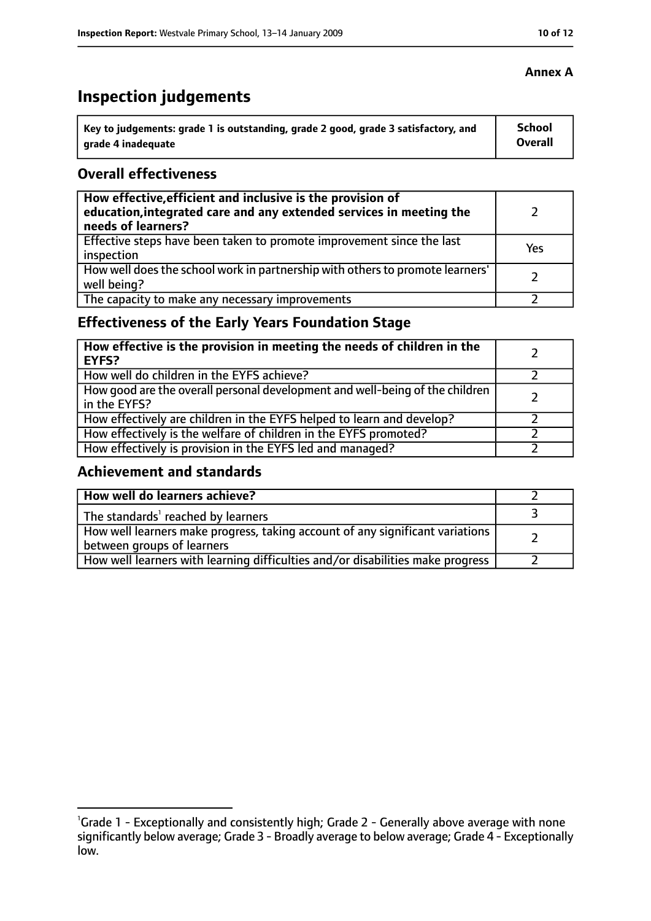**Annex A**

# Inspection judgements

| Key to judgements: grade 1 is outstanding, grade 2 good, grade 3 satisfactory, and grade 4 inadequate | School Overall |
|---|---|

## Overall effectiveness

| | |
|---|---|
| **How effective, efficient and inclusive is the provision of education, integrated care and any extended services in meeting the needs of learners?** | 2 |
| Effective steps have been taken to promote improvement since the last inspection | Yes |
| How well does the school work in partnership with others to promote learners' well being? | 2 |
| The capacity to make any necessary improvements | 2 |

## Effectiveness of the Early Years Foundation Stage

| | |
|---|---|
| **How effective is the provision in meeting the needs of children in the EYFS?** | 2 |
| How well do children in the EYFS achieve? | 2 |
| How good are the overall personal development and well-being of the children in the EYFS? | 2 |
| How effectively are children in the EYFS helped to learn and develop? | 2 |
| How effectively is the welfare of children in the EYFS promoted? | 2 |
| How effectively is provision in the EYFS led and managed? | 2 |

## Achievement and standards

| | |
|---|---|
| **How well do learners achieve?** | 2 |
| The standards[1] reached by learners | 3 |
| How well learners make progress, taking account of any significant variations between groups of learners | 2 |
| How well learners with learning difficulties and/or disabilities make progress | 2 |

[1]Grade 1 - Exceptionally and consistently high; Grade 2 - Generally above average with none significantly below average; Grade 3 - Broadly average to below average; Grade 4 - Exceptionally low.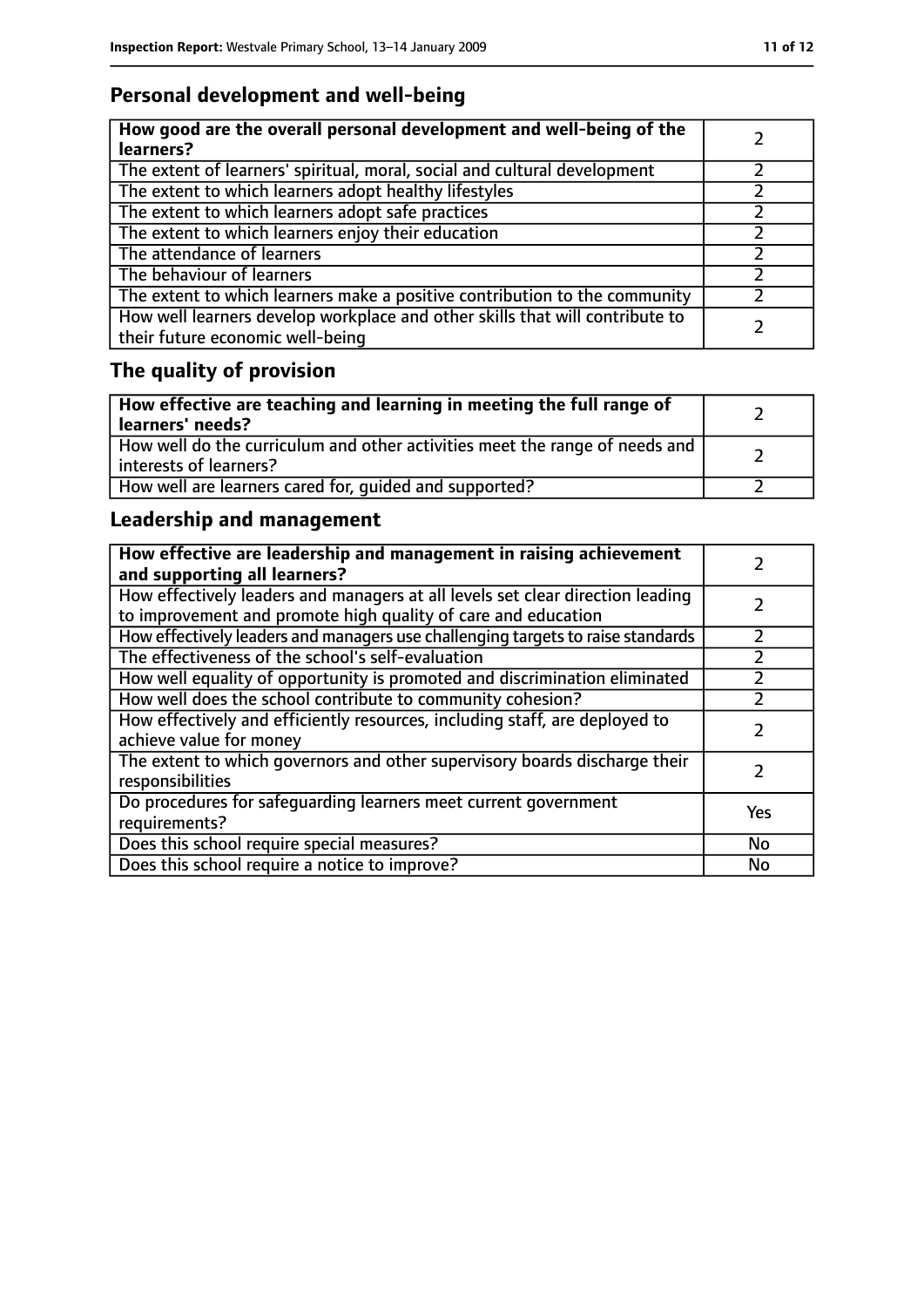## Personal development and well-being

| How good are the overall personal development and well-being of the learners? | 2 |
|---|---|
| The extent of learners' spiritual, moral, social and cultural development | 2 |
| The extent to which learners adopt healthy lifestyles | 2 |
| The extent to which learners adopt safe practices | 2 |
| The extent to which learners enjoy their education | 2 |
| The attendance of learners | 2 |
| The behaviour of learners | 2 |
| The extent to which learners make a positive contribution to the community | 2 |
| How well learners develop workplace and other skills that will contribute to their future economic well-being | 2 |

## The quality of provision

| How effective are teaching and learning in meeting the full range of learners' needs? | 2 |
|---|---|
| How well do the curriculum and other activities meet the range of needs and interests of learners? | 2 |
| How well are learners cared for, guided and supported? | 2 |

## Leadership and management

| How effective are leadership and management in raising achievement and supporting all learners? | 2 |
|---|---|
| How effectively leaders and managers at all levels set clear direction leading to improvement and promote high quality of care and education | 2 |
| How effectively leaders and managers use challenging targets to raise standards | 2 |
| The effectiveness of the school's self-evaluation | 2 |
| How well equality of opportunity is promoted and discrimination eliminated | 2 |
| How well does the school contribute to community cohesion? | 2 |
| How effectively and efficiently resources, including staff, are deployed to achieve value for money | 2 |
| The extent to which governors and other supervisory boards discharge their responsibilities | 2 |
| Do procedures for safeguarding learners meet current government requirements? | Yes |
| Does this school require special measures? | No |
| Does this school require a notice to improve? | No |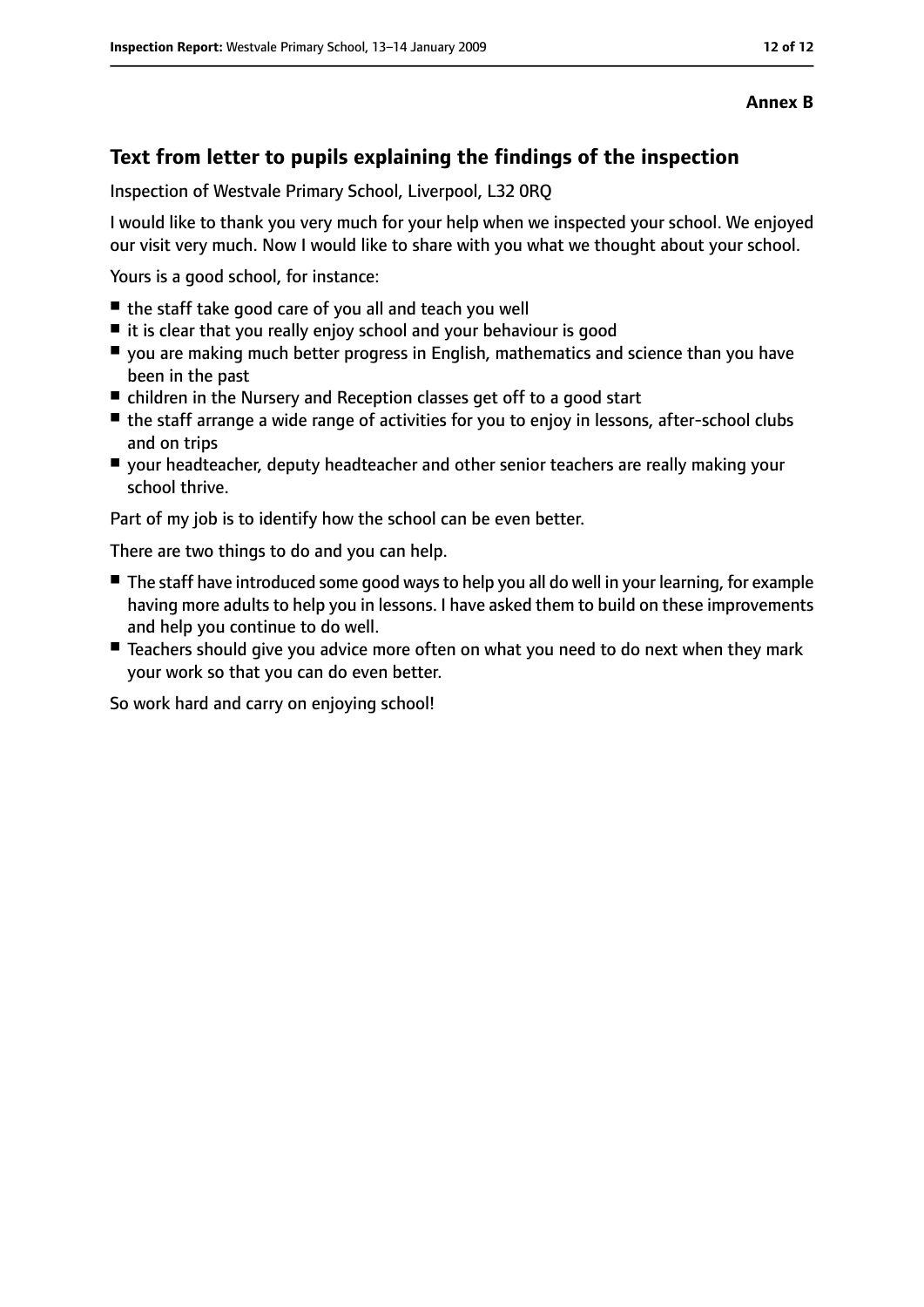**Annex B**

## Text from letter to pupils explaining the findings of the inspection

Inspection of Westvale Primary School, Liverpool, L32 0RQ

I would like to thank you very much for your help when we inspected your school. We enjoyed our visit very much. Now I would like to share with you what we thought about your school.

Yours is a good school, for instance:

- the staff take good care of you all and teach you well
- it is clear that you really enjoy school and your behaviour is good
- you are making much better progress in English, mathematics and science than you have been in the past
- children in the Nursery and Reception classes get off to a good start
- the staff arrange a wide range of activities for you to enjoy in lessons, after-school clubs and on trips
- your headteacher, deputy headteacher and other senior teachers are really making your school thrive.

Part of my job is to identify how the school can be even better.

There are two things to do and you can help.

- The staff have introduced some good ways to help you all do well in your learning, for example having more adults to help you in lessons. I have asked them to build on these improvements and help you continue to do well.
- Teachers should give you advice more often on what you need to do next when they mark your work so that you can do even better.

So work hard and carry on enjoying school!